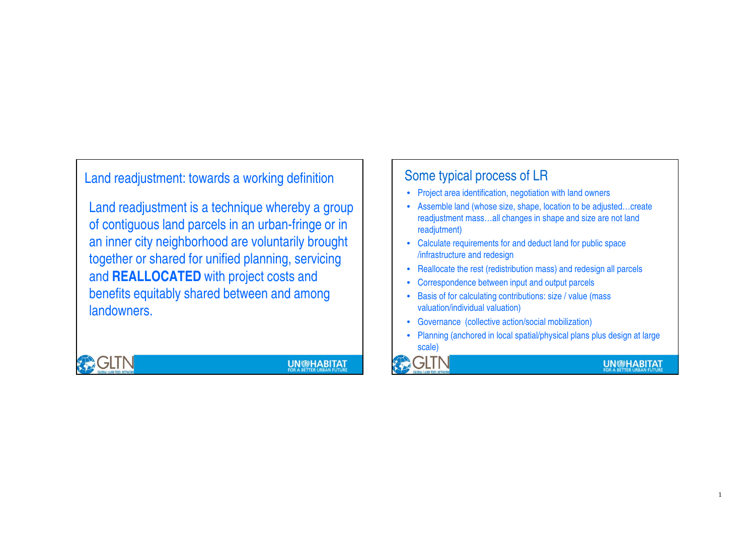## Land readjustment: towards a working definition

Land readjustment is a technique whereby a group of contiguous land parcels in an urban-fringe or in an inner city neighborhood are voluntarily brought together or shared for unified planning, servicing and **REALLOCATED** with project costs and benefits equitably shared between and among landowners.

## Some typical process of LR

- Project area identification, negotiation with land owners
- Assemble land (whose size, shape, location to be adjusted…create readjustment mass…all changes in shape and size are not land readjutment)
- Calculate requirements for and deduct land for public space /infrastructure and redesign
- Reallocate the rest (redistribution mass) and redesign all parcels
- Correspondence between input and output parcels
- Basis of for calculating contributions: size / value (mass valuation/individual valuation)
- Governance (collective action/social mobilization)
- Planning (anchored in local spatial/physical plans plus design at large scale)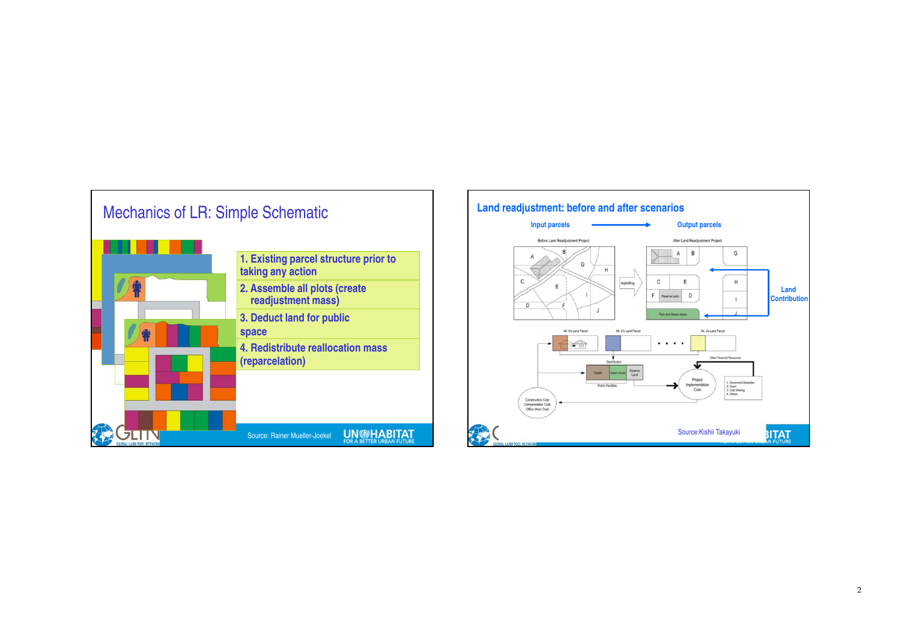## Mechanics of LR: Simple Schematic

1. Existing parcel structure prior to taking any action
2. Assemble all plots (create readjustment mass)
3. Deduct land for public space
4. Redistribute reallocation mass (reparcelation)

Source: Rainer Mueller-Joekel

## Land readjustment: before and after scenarios

Input parcels → Output parcels

Before Land Readjustment Project

After Land Readjustment Project

Land Contribution

Source:Kishii Takayuki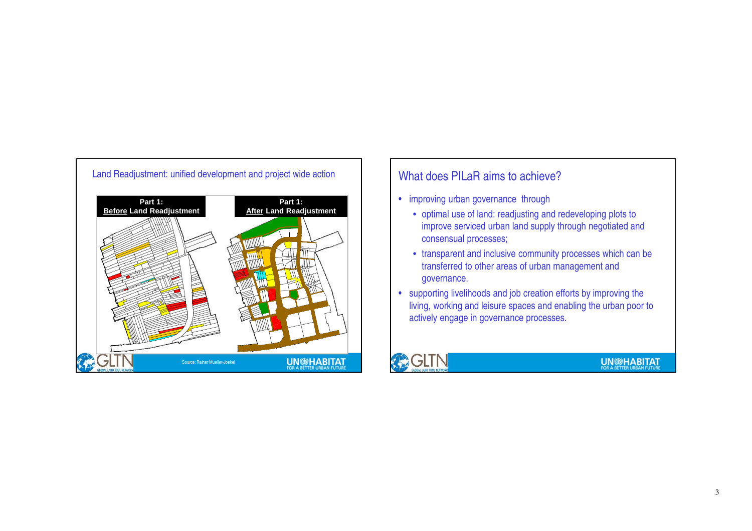## Land Readjustment: unified development and project wide action

**Part 1: Before Land Readjustment**

**Part 1: After Land Readjustment**

Source: Rainer Mueller-Joekel

## What does PILaR aims to achieve?

- improving urban governance through
  - optimal use of land: readjusting and redeveloping plots to improve serviced urban land supply through negotiated and consensual processes;
  - transparent and inclusive community processes which can be transferred to other areas of urban management and governance.
- supporting livelihoods and job creation efforts by improving the living, working and leisure spaces and enabling the urban poor to actively engage in governance processes.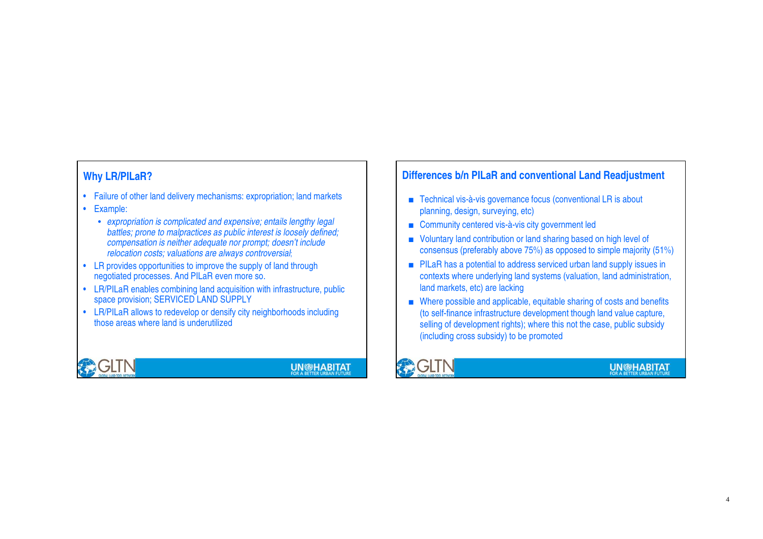## Why LR/PILaR?

- Failure of other land delivery mechanisms: expropriation; land markets
- Example:
  - *expropriation is complicated and expensive; entails lengthy legal battles; prone to malpractices as public interest is loosely defined; compensation is neither adequate nor prompt; doesn't include relocation costs; valuations are always controversial;*
- LR provides opportunities to improve the supply of land through negotiated processes. And PILaR even more so.
- LR/PILaR enables combining land acquisition with infrastructure, public space provision; SERVICED LAND SUPPLY
- LR/PILaR allows to redevelop or densify city neighborhoods including those areas where land is underutilized

GLTN — UN-HABITAT FOR A BETTER URBAN FUTURE

## Differences b/n PILaR and conventional Land Readjustment

- Technical vis-à-vis governance focus (conventional LR is about planning, design, surveying, etc)
- Community centered vis-à-vis city government led
- Voluntary land contribution or land sharing based on high level of consensus (preferably above 75%) as opposed to simple majority (51%)
- PILaR has a potential to address serviced urban land supply issues in contexts where underlying land systems (valuation, land administration, land markets, etc) are lacking
- Where possible and applicable, equitable sharing of costs and benefits (to self-finance infrastructure development though land value capture, selling of development rights); where this not the case, public subsidy (including cross subsidy) to be promoted

GLTN — UN-HABITAT FOR A BETTER URBAN FUTURE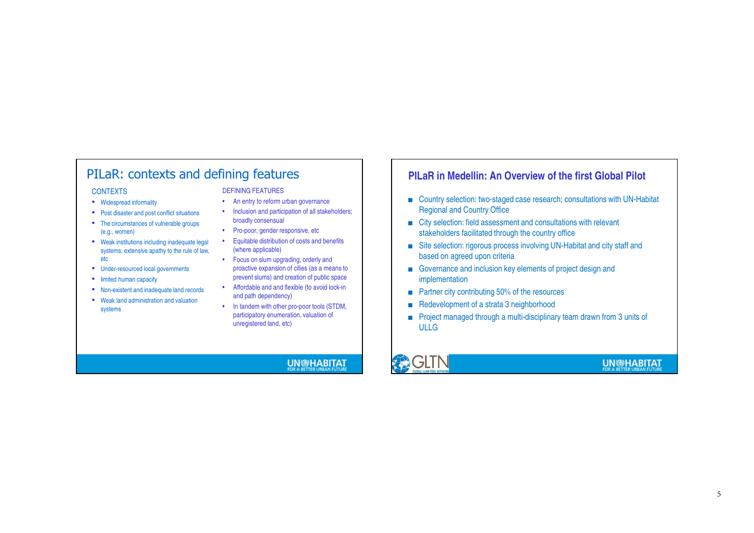## PILaR: contexts and defining features

CONTEXTS

- Widespread informality
- Post disaster and post conflict situations
- The circumstances of vulnerable groups (e.g., women)
- Weak institutions including inadequate legal systems, extensive apathy to the rule of law, etc
- Under-resourced local governments
- limited human capacity
- Non-existent and inadequate land records
- Weak land administration and valuation systems

DEFINING FEATURES

- An entry to reform urban governance
- Inclusion and participation of all stakeholders; broadly consensual
- Pro-poor, gender responsive, etc
- Equitable distribution of costs and benefits (where applicable)
- Focus on slum upgrading, orderly and proactive expansion of cities (as a means to prevent slums) and creation of public space
- Affordable and and flexible (to avoid lock-in and path dependency)
- In tandem with other pro-poor tools (STDM, participatory enumeration, valuation of unregistered land, etc)

UN-HABITAT FOR A BETTER URBAN FUTURE

## PILaR in Medellin: An Overview of the first Global Pilot

- Country selection: two-staged case research; consultations with UN-Habitat Regional and Country Office
- City selection: field assessment and consultations with relevant stakeholders facilitated through the country office
- Site selection: rigorous process involving UN-Habitat and city staff and based on agreed upon criteria
- Governance and inclusion key elements of project design and implementation
- Partner city contributing 50% of the resources
- Redevelopment of a strata 3 neighborhood
- Project managed through a multi-disciplinary team drawn from 3 units of ULLG

GLTN GLOBAL LAND TOOL NETWORK

UN-HABITAT FOR A BETTER URBAN FUTURE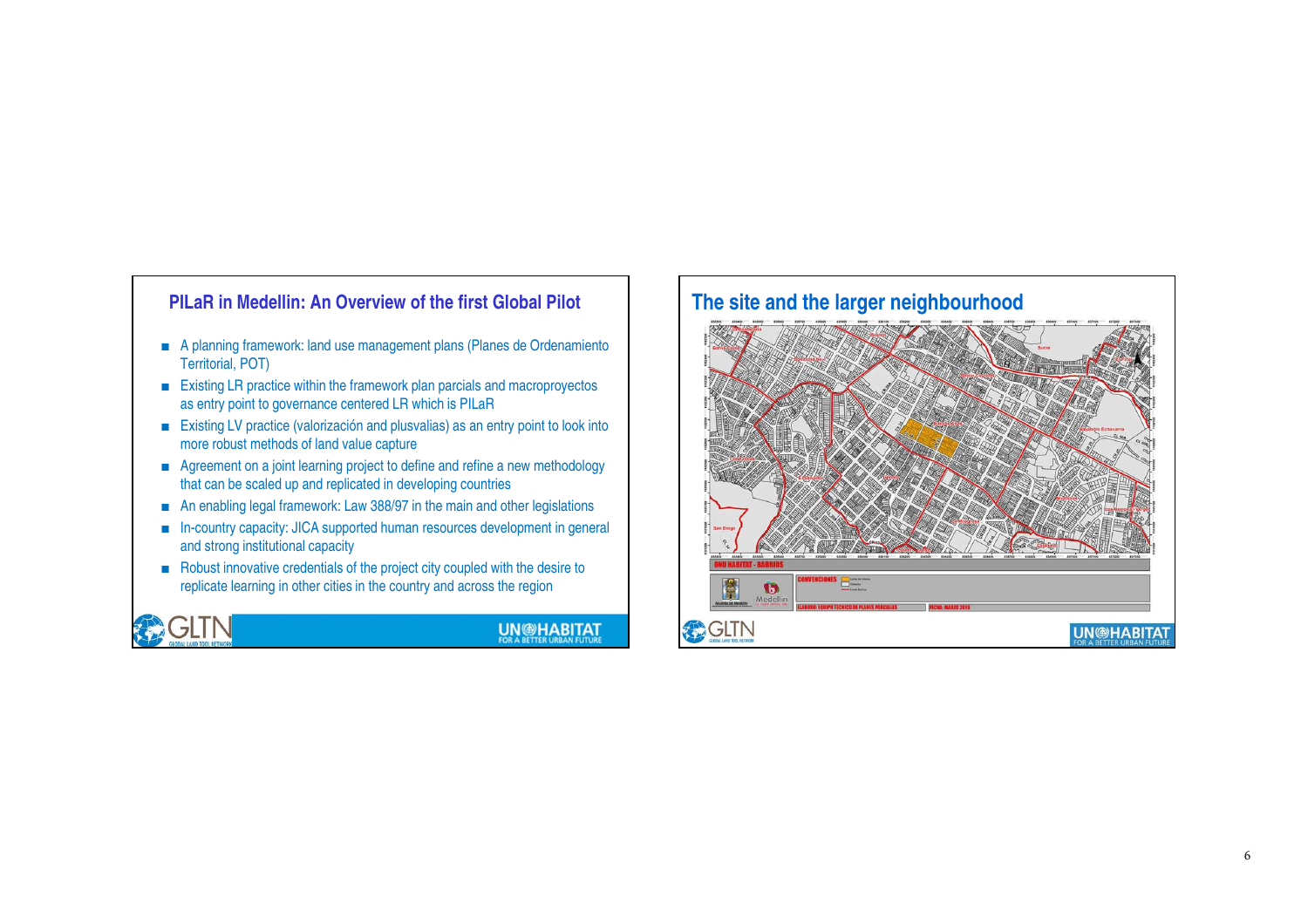## PILaR in Medellin: An Overview of the first Global Pilot

- A planning framework: land use management plans (Planes de Ordenamiento Territorial, POT)
- Existing LR practice within the framework plan parcials and macroproyectos as entry point to governance centered LR which is PILaR
- Existing LV practice (valorización and plusvalias) as an entry point to look into more robust methods of land value capture
- Agreement on a joint learning project to define and refine a new methodology that can be scaled up and replicated in developing countries
- An enabling legal framework: Law 388/97 in the main and other legislations
- In-country capacity: JICA supported human resources development in general and strong institutional capacity
- Robust innovative credentials of the project city coupled with the desire to replicate learning in other cities in the country and across the region

## The site and the larger neighbourhood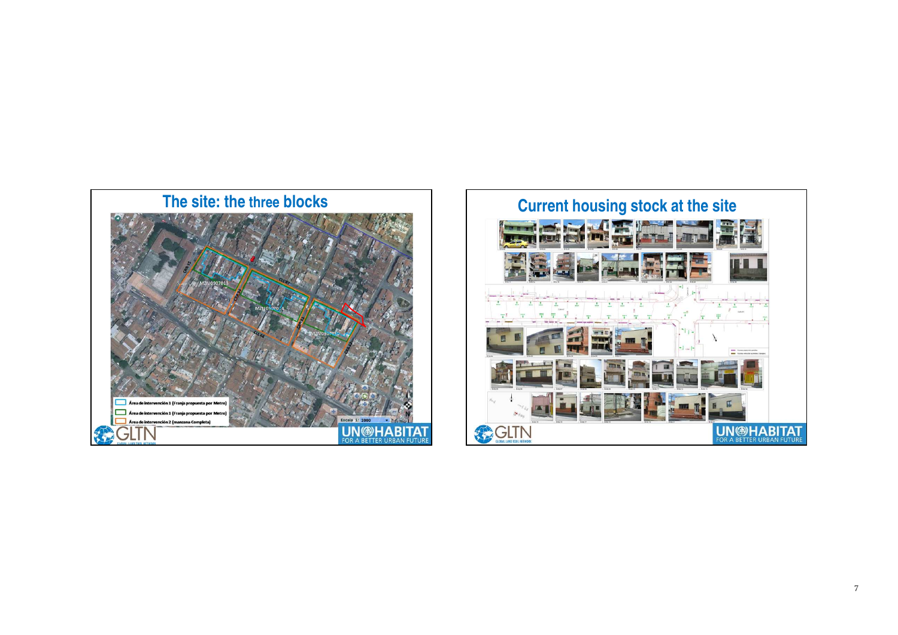## The site: the three blocks

Área de intervención 1 (Franja propuesta por Metro)

Área de intervención 1 (Franja propuesta por Metro)

Área de intervención 2 (manzana Completa)

## Current housing stock at the site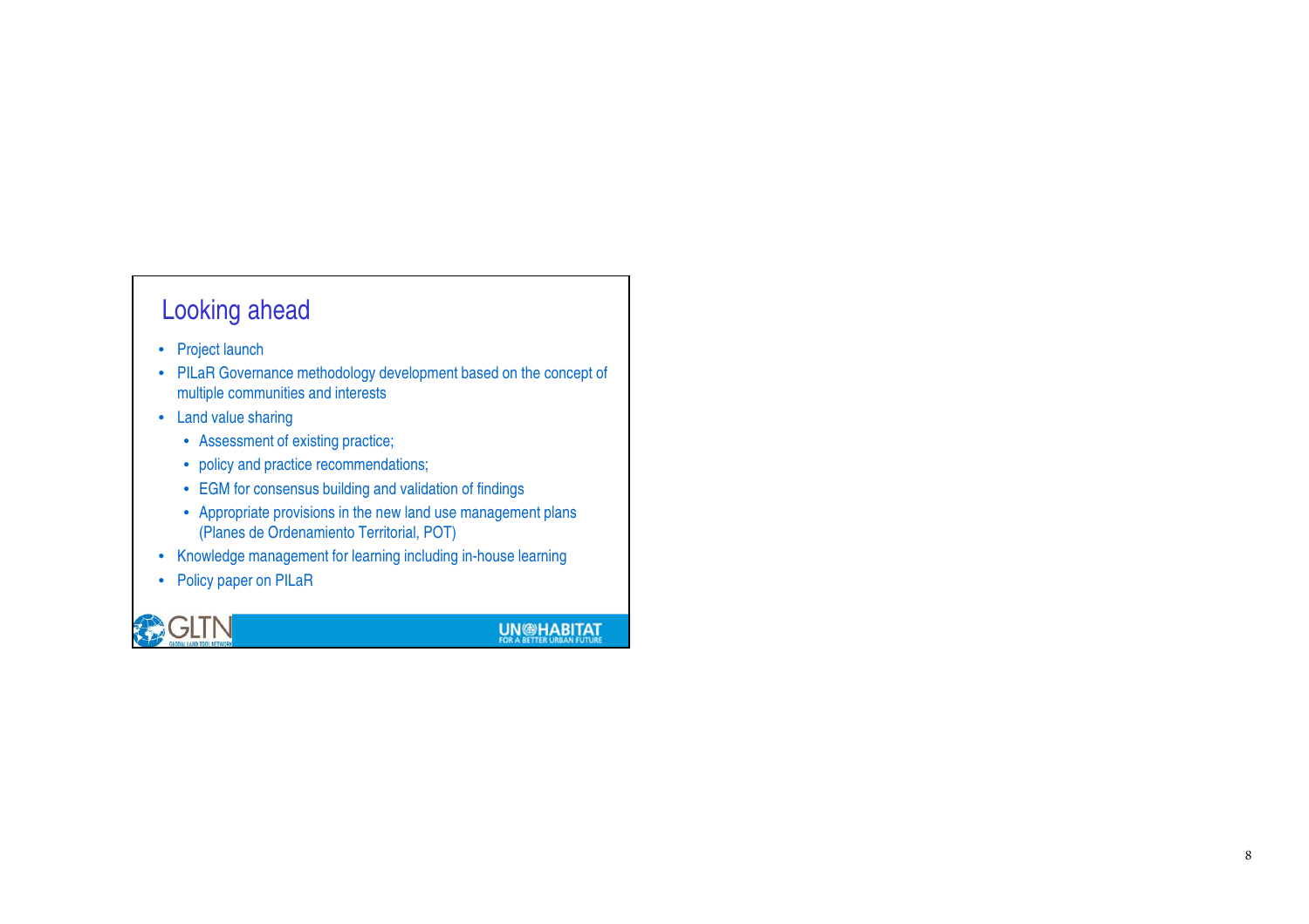## Looking ahead

- Project launch
- PILaR Governance methodology development based on the concept of multiple communities and interests
- Land value sharing
  - Assessment of existing practice;
  - policy and practice recommendations;
  - EGM for consensus building and validation of findings
  - Appropriate provisions in the new land use management plans (Planes de Ordenamiento Territorial, POT)
- Knowledge management for learning including in-house learning
- Policy paper on PILaR

GLTN GLOBAL LAND TOOL NETWORK

UN-HABITAT FOR A BETTER URBAN FUTURE